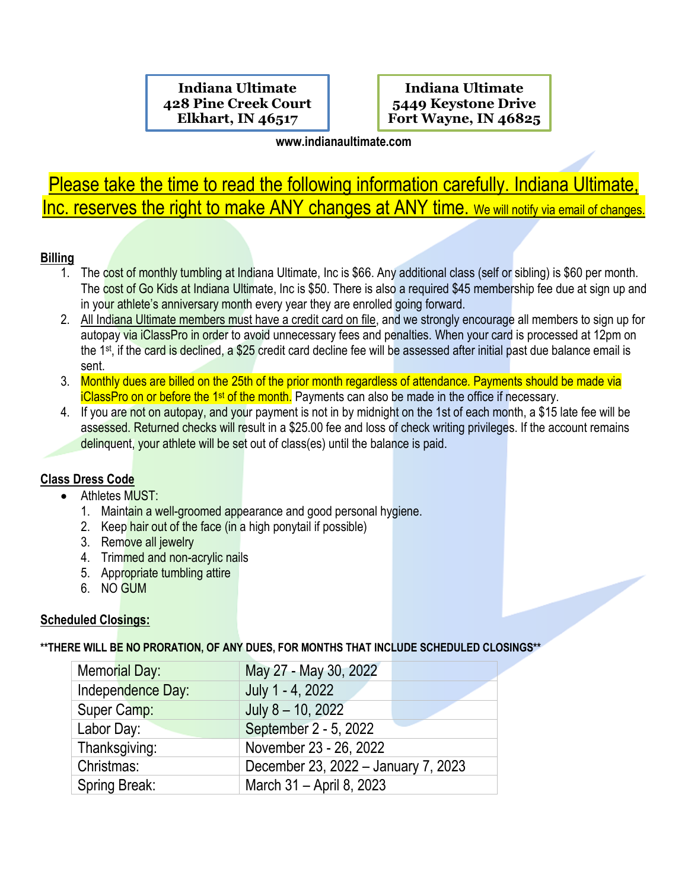**Indiana Ultimate**
**428 Pine Creek Court**
**Elkhart, IN 46517**

**Indiana Ultimate**
**5449 Keystone Drive**
**Fort Wayne, IN 46825**

**www.indianaultimate.com**

Please take the time to read the following information carefully. Indiana Ultimate, Inc. reserves the right to make ANY changes at ANY time. We will notify via email of changes.

## Billing

1. The cost of monthly tumbling at Indiana Ultimate, Inc is $66. Any additional class (self or sibling) is $60 per month. The cost of Go Kids at Indiana Ultimate, Inc is $50. There is also a required $45 membership fee due at sign up and in your athlete's anniversary month every year they are enrolled going forward.
2. All Indiana Ultimate members must have a credit card on file, and we strongly encourage all members to sign up for autopay via iClassPro in order to avoid unnecessary fees and penalties. When your card is processed at 12pm on the 1st, if the card is declined, a $25 credit card decline fee will be assessed after initial past due balance email is sent.
3. Monthly dues are billed on the 25th of the prior month regardless of attendance. Payments should be made via iClassPro on or before the 1st of the month. Payments can also be made in the office if necessary.
4. If you are not on autopay, and your payment is not in by midnight on the 1st of each month, a $15 late fee will be assessed. Returned checks will result in a $25.00 fee and loss of check writing privileges. If the account remains delinquent, your athlete will be set out of class(es) until the balance is paid.

## Class Dress Code

- Athletes MUST:
  1. Maintain a well-groomed appearance and good personal hygiene.
  2. Keep hair out of the face (in a high ponytail if possible)
  3. Remove all jewelry
  4. Trimmed and non-acrylic nails
  5. Appropriate tumbling attire
  6. NO GUM

## Scheduled Closings:

**\*\*THERE WILL BE NO PRORATION, OF ANY DUES, FOR MONTHS THAT INCLUDE SCHEDULED CLOSINGS\*\***

| | |
|---|---|
| Memorial Day: | May 27 - May 30, 2022 |
| Independence Day: | July 1 - 4, 2022 |
| Super Camp: | July 8 – 10, 2022 |
| Labor Day: | September 2 - 5, 2022 |
| Thanksgiving: | November 23 - 26, 2022 |
| Christmas: | December 23, 2022 – January 7, 2023 |
| Spring Break: | March 31 – April 8, 2023 |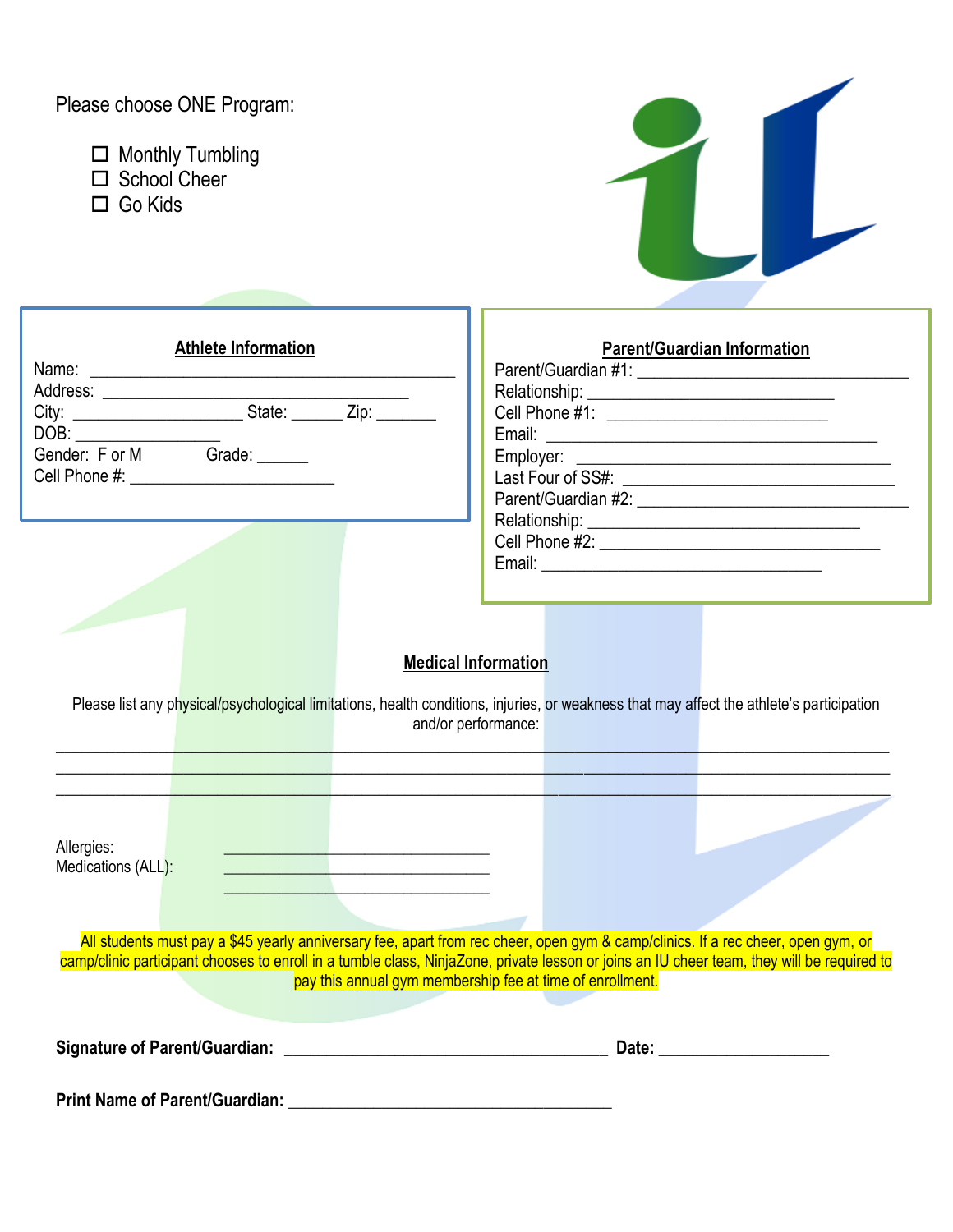Please choose ONE Program:

- ☐ Monthly Tumbling
- ☐ School Cheer
- ☐ Go Kids

## Athlete Information

Name: ____________________________________________

Address: ____________________________________

City: ___________________ State: ______ Zip: _______

DOB: ________________

Gender: F or M Grade: ______

Cell Phone #: _______________________

## Parent/Guardian Information

Parent/Guardian #1: ______________________________

Relationship: ___________________________

Cell Phone #1: _________________________

Email: _____________________________________

Employer: ___________________________________

Last Four of SS#: _______________________________

Parent/Guardian #2: ______________________________

Relationship: ______________________________

Cell Phone #2: ________________________________

Email: ________________________________

## Medical Information

Please list any physical/psychological limitations, health conditions, injuries, or weakness that may affect the athlete's participation and/or performance:

_______________________________________________________________________________________________

_______________________________________________________________________________________________

_______________________________________________________________________________________________

Allergies: ______________________________

Medications (ALL): ______________________________

______________________________

All students must pay a $45 yearly anniversary fee, apart from rec cheer, open gym & camp/clinics. If a rec cheer, open gym, or camp/clinic participant chooses to enroll in a tumble class, NinjaZone, private lesson or joins an IU cheer team, they will be required to pay this annual gym membership fee at time of enrollment.

**Signature of Parent/Guardian:** ____________________________________ **Date:** ___________________

**Print Name of Parent/Guardian:** ____________________________________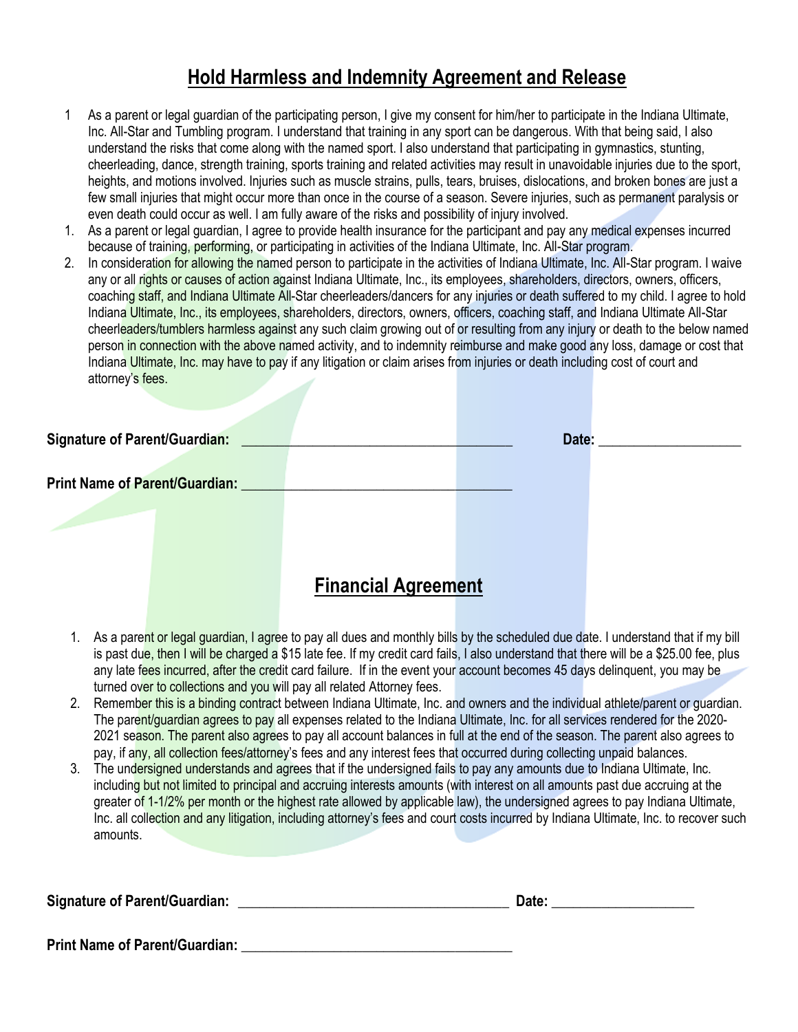## Hold Harmless and Indemnity Agreement and Release

1 As a parent or legal guardian of the participating person, I give my consent for him/her to participate in the Indiana Ultimate, Inc. All-Star and Tumbling program. I understand that training in any sport can be dangerous. With that being said, I also understand the risks that come along with the named sport. I also understand that participating in gymnastics, stunting, cheerleading, dance, strength training, sports training and related activities may result in unavoidable injuries due to the sport, heights, and motions involved. Injuries such as muscle strains, pulls, tears, bruises, dislocations, and broken bones are just a few small injuries that might occur more than once in the course of a season. Severe injuries, such as permanent paralysis or even death could occur as well. I am fully aware of the risks and possibility of injury involved.

1. As a parent or legal guardian, I agree to provide health insurance for the participant and pay any medical expenses incurred because of training, performing, or participating in activities of the Indiana Ultimate, Inc. All-Star program.
2. In consideration for allowing the named person to participate in the activities of Indiana Ultimate, Inc. All-Star program. I waive any or all rights or causes of action against Indiana Ultimate, Inc., its employees, shareholders, directors, owners, officers, coaching staff, and Indiana Ultimate All-Star cheerleaders/dancers for any injuries or death suffered to my child. I agree to hold Indiana Ultimate, Inc., its employees, shareholders, directors, owners, officers, coaching staff, and Indiana Ultimate All-Star cheerleaders/tumblers harmless against any such claim growing out of or resulting from any injury or death to the below named person in connection with the above named activity, and to indemnity reimburse and make good any loss, damage or cost that Indiana Ultimate, Inc. may have to pay if any litigation or claim arises from injuries or death including cost of court and attorney's fees.

**Signature of Parent/Guardian:** ______________________________________ **Date:** ____________________

**Print Name of Parent/Guardian:** ______________________________________

## Financial Agreement

1. As a parent or legal guardian, I agree to pay all dues and monthly bills by the scheduled due date. I understand that if my bill is past due, then I will be charged a $15 late fee. If my credit card fails, I also understand that there will be a $25.00 fee, plus any late fees incurred, after the credit card failure. If in the event your account becomes 45 days delinquent, you may be turned over to collections and you will pay all related Attorney fees.
2. Remember this is a binding contract between Indiana Ultimate, Inc. and owners and the individual athlete/parent or guardian. The parent/guardian agrees to pay all expenses related to the Indiana Ultimate, Inc. for all services rendered for the 2020-2021 season. The parent also agrees to pay all account balances in full at the end of the season. The parent also agrees to pay, if any, all collection fees/attorney's fees and any interest fees that occurred during collecting unpaid balances.
3. The undersigned understands and agrees that if the undersigned fails to pay any amounts due to Indiana Ultimate, Inc. including but not limited to principal and accruing interests amounts (with interest on all amounts past due accruing at the greater of 1-1/2% per month or the highest rate allowed by applicable law), the undersigned agrees to pay Indiana Ultimate, Inc. all collection and any litigation, including attorney's fees and court costs incurred by Indiana Ultimate, Inc. to recover such amounts.

**Signature of Parent/Guardian:** ______________________________________ **Date:** ____________________

**Print Name of Parent/Guardian:** ______________________________________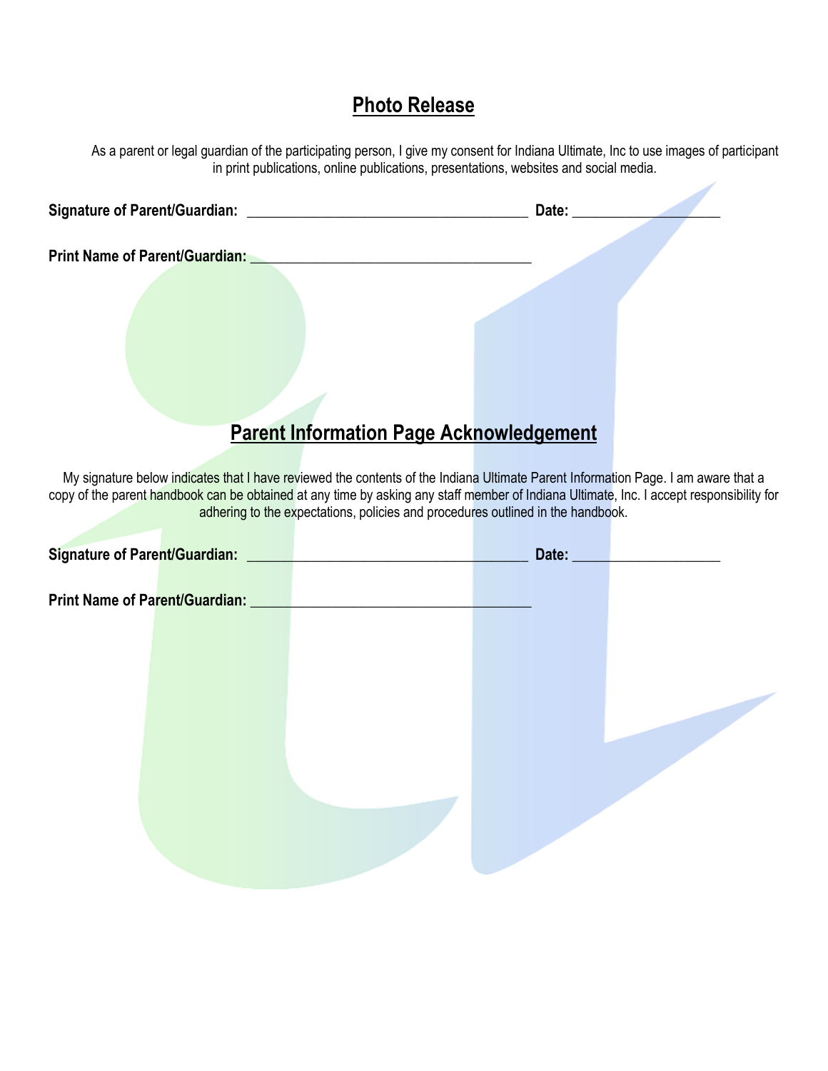## Photo Release

As a parent or legal guardian of the participating person, I give my consent for Indiana Ultimate, Inc to use images of participant in print publications, online publications, presentations, websites and social media.

**Signature of Parent/Guardian:** ______________________________________ **Date:** ____________________

**Print Name of Parent/Guardian:** ______________________________________

## Parent Information Page Acknowledgement

My signature below indicates that I have reviewed the contents of the Indiana Ultimate Parent Information Page. I am aware that a copy of the parent handbook can be obtained at any time by asking any staff member of Indiana Ultimate, Inc. I accept responsibility for adhering to the expectations, policies and procedures outlined in the handbook.

**Signature of Parent/Guardian:** ______________________________________ **Date:** ____________________

**Print Name of Parent/Guardian:** ______________________________________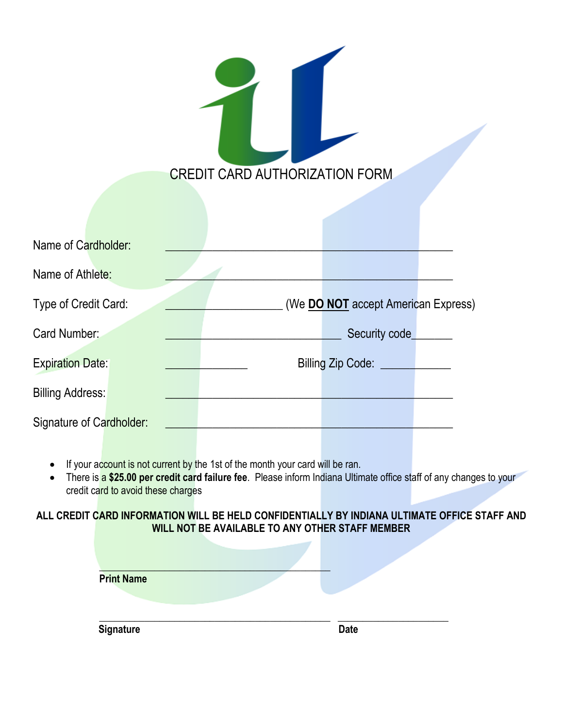# CREDIT CARD AUTHORIZATION FORM

Name of Cardholder: _______________________________________________

Name of Athlete: _______________________________________________

Type of Credit Card: ___________________ (We **DO NOT** accept American Express)

Card Number: _____________________________ Security code_______

Expiration Date: _____________ Billing Zip Code: ____________

Billing Address: _______________________________________________

Signature of Cardholder: _______________________________________________

- If your account is not current by the 1st of the month your card will be ran.
- There is a **$25.00 per credit card failure fee**. Please inform Indiana Ultimate office staff of any changes to your credit card to avoid these charges

**ALL CREDIT CARD INFORMATION WILL BE HELD CONFIDENTIALLY BY INDIANA ULTIMATE OFFICE STAFF AND WILL NOT BE AVAILABLE TO ANY OTHER STAFF MEMBER**

______________________________________

**Print Name**

______________________________________ ____________________

**Signature** **Date**